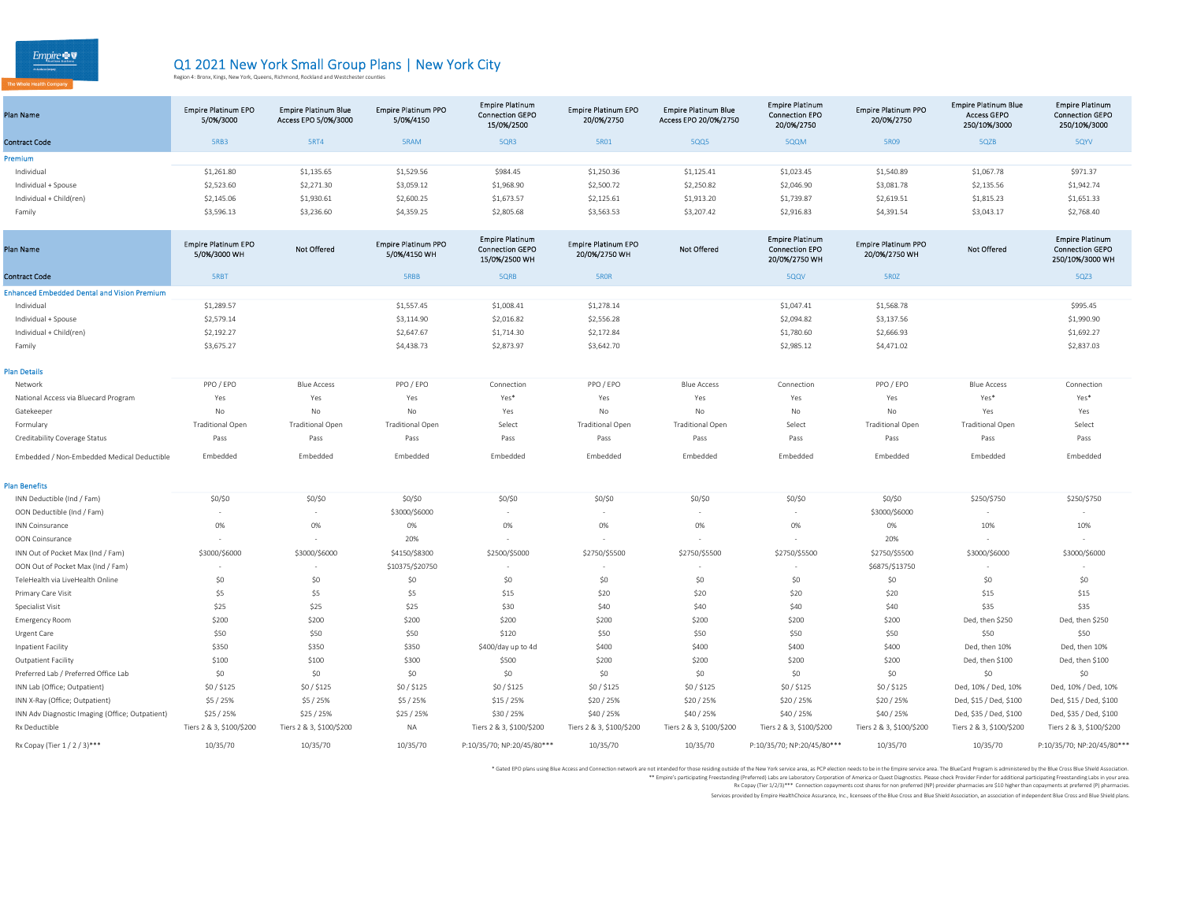Empire

The Whole Health Company

# Q1 2021 New York Small Group Plans | New York City

Region 4: Bronx, Kings, New York, Queens, Richmond, Rockland and Westchester counties

| Plan Name | Empire Platinum EPO 5/0%/3000 | Empire Platinum Blue Access EPO 5/0%/3000 | Empire Platinum PPO 5/0%/4150 | Empire Platinum Connection GEPO 15/0%/2500 | Empire Platinum EPO 20/0%/2750 | Empire Platinum Blue Access EPO 20/0%/2750 | Empire Platinum Connection EPO 20/0%/2750 | Empire Platinum PPO 20/0%/2750 | Empire Platinum Blue Access GEPO 250/10%/3000 | Empire Platinum Connection GEPO 250/10%/3000 |
|---|---|---|---|---|---|---|---|---|---|---|
| Contract Code | 5RB3 | 5RT4 | 5RAM | 5QR3 | 5R01 | 5QQ5 | 5QQM | 5R09 | 5QZB | 5QYV |
| **Premium** | | | | | | | | | | |
| Individual | $1,261.80 | $1,135.65 | $1,529.56 | $984.45 | $1,250.36 | $1,125.41 | $1,023.45 | $1,540.89 | $1,067.78 | $971.37 |
| Individual + Spouse | $2,523.60 | $2,271.30 | $3,059.12 | $1,968.90 | $2,500.72 | $2,250.82 | $2,046.90 | $3,081.78 | $2,135.56 | $1,942.74 |
| Individual + Child(ren) | $2,145.06 | $1,930.61 | $2,600.25 | $1,673.57 | $2,125.61 | $1,913.20 | $1,739.87 | $2,619.51 | $1,815.23 | $1,651.33 |
| Family | $3,596.13 | $3,236.60 | $4,359.25 | $2,805.68 | $3,563.53 | $3,207.42 | $2,916.83 | $4,391.54 | $3,043.17 | $2,768.40 |

| Plan Name | Empire Platinum EPO 5/0%/3000 WH | Not Offered | Empire Platinum PPO 5/0%/4150 WH | Empire Platinum Connection GEPO 15/0%/2500 WH | Empire Platinum EPO 20/0%/2750 WH | Not Offered | Empire Platinum Connection EPO 20/0%/2750 WH | Empire Platinum PPO 20/0%/2750 WH | Not Offered | Empire Platinum Connection GEPO 250/10%/3000 WH |
|---|---|---|---|---|---|---|---|---|---|---|
| Contract Code | 5RBT | | 5RBB | 5QRB | 5R0R | | 5QQV | 5R0Z | | 5QZ3 |
| **Enhanced Embedded Dental and Vision Premium** | | | | | | | | | | |
| Individual | $1,289.57 | | $1,557.45 | $1,008.41 | $1,278.14 | | $1,047.41 | $1,568.78 | | $995.45 |
| Individual + Spouse | $2,579.14 | | $3,114.90 | $2,016.82 | $2,556.28 | | $2,094.82 | $3,137.56 | | $1,990.90 |
| Individual + Child(ren) | $2,192.27 | | $2,647.67 | $1,714.30 | $2,172.84 | | $1,780.60 | $2,666.93 | | $1,692.27 |
| Family | $3,675.27 | | $4,438.73 | $2,873.97 | $3,642.70 | | $2,985.12 | $4,471.02 | | $2,837.03 |

| Plan Details | | | | | | | | | | |
|---|---|---|---|---|---|---|---|---|---|---|
| Network | PPO / EPO | Blue Access | PPO / EPO | Connection | PPO / EPO | Blue Access | Connection | PPO / EPO | Blue Access | Connection |
| National Access via Bluecard Program | Yes | Yes | Yes | Yes* | Yes | Yes | Yes | Yes | Yes* | Yes* |
| Gatekeeper | No | No | No | Yes | No | No | No | No | Yes | Yes |
| Formulary | Traditional Open | Traditional Open | Traditional Open | Select | Traditional Open | Traditional Open | Select | Traditional Open | Traditional Open | Select |
| Creditability Coverage Status | Pass | Pass | Pass | Pass | Pass | Pass | Pass | Pass | Pass | Pass |
| Embedded / Non-Embedded Medical Deductible | Embedded | Embedded | Embedded | Embedded | Embedded | Embedded | Embedded | Embedded | Embedded | Embedded |
| **Plan Benefits** | | | | | | | | | | |
| INN Deductible (Ind / Fam) | $0/$0 | $0/$0 | $0/$0 | $0/$0 | $0/$0 | $0/$0 | $0/$0 | $0/$0 | $250/$750 | $250/$750 |
| OON Deductible (Ind / Fam) | - | - | $3000/$6000 | - | - | - | - | $3000/$6000 | - | - |
| INN Coinsurance | 0% | 0% | 0% | 0% | 0% | 0% | 0% | 0% | 10% | 10% |
| OON Coinsurance | - | - | 20% | - | - | - | - | 20% | - | - |
| INN Out of Pocket Max (Ind / Fam) | $3000/$6000 | $3000/$6000 | $4150/$8300 | $2500/$5000 | $2750/$5500 | $2750/$5500 | $2750/$5500 | $2750/$5500 | $3000/$6000 | $3000/$6000 |
| OON Out of Pocket Max (Ind / Fam) | - | - | $10375/$20750 | - | - | - | - | $6875/$13750 | - | - |
| TeleHealth via LiveHealth Online | $0 | $0 | $0 | $0 | $0 | $0 | $0 | $0 | $0 | $0 |
| Primary Care Visit | $5 | $5 | $5 | $15 | $20 | $20 | $20 | $20 | $15 | $15 |
| Specialist Visit | $25 | $25 | $25 | $30 | $40 | $40 | $40 | $40 | $35 | $35 |
| Emergency Room | $200 | $200 | $200 | $200 | $200 | $200 | $200 | $200 | Ded, then $250 | Ded, then $250 |
| Urgent Care | $50 | $50 | $50 | $120 | $50 | $50 | $50 | $50 | $50 | $50 |
| Inpatient Facility | $350 | $350 | $350 | $400/day up to 4d | $400 | $400 | $400 | $400 | Ded, then 10% | Ded, then 10% |
| Outpatient Facility | $100 | $100 | $300 | $500 | $200 | $200 | $200 | $200 | Ded, then $100 | Ded, then $100 |
| Preferred Lab / Preferred Office Lab | $0 | $0 | $0 | $0 | $0 | $0 | $0 | $0 | $0 | $0 |
| INN Lab (Office; Outpatient) | $0 / $125 | $0 / $125 | $0 / $125 | $0 / $125 | $0 / $125 | $0 / $125 | $0 / $125 | $0 / $125 | Ded, 10% / Ded, 10% | Ded, 10% / Ded, 10% |
| INN X-Ray (Office; Outpatient) | $5 / 25% | $5 / 25% | $5 / 25% | $15 / 25% | $20 / 25% | $20 / 25% | $20 / 25% | $20 / 25% | Ded, $15 / Ded, $100 | Ded, $15 / Ded, $100 |
| INN Adv Diagnostic Imaging (Office; Outpatient) | $25 / 25% | $25 / 25% | $25 / 25% | $30 / 25% | $40 / 25% | $40 / 25% | $40 / 25% | $40 / 25% | Ded, $35 / Ded, $100 | Ded, $35 / Ded, $100 |
| Rx Deductible | Tiers 2 & 3, $100/$200 | Tiers 2 & 3, $100/$200 | NA | Tiers 2 & 3, $100/$200 | Tiers 2 & 3, $100/$200 | Tiers 2 & 3, $100/$200 | Tiers 2 & 3, $100/$200 | Tiers 2 & 3, $100/$200 | Tiers 2 & 3, $100/$200 | Tiers 2 & 3, $100/$200 |
| Rx Copay (Tier 1 / 2 / 3)*** | 10/35/70 | 10/35/70 | 10/35/70 | P:10/35/70; NP:20/45/80*** | 10/35/70 | 10/35/70 | P:10/35/70; NP:20/45/80*** | 10/35/70 | 10/35/70 | P:10/35/70; NP:20/45/80*** |

\* Gated EPO plans using Blue Access and Connection network are not intended for those residing outside of the New York service area, as PCP election needs to be in the Empire service area. The BlueCard Program is administered by the Blue Cross Blue Shield Association.

** Empire's participating Freestanding (Preferred) Labs are Laboratory Corporation of America or Quest Diagnostics. Please check Provider Finder for additional participating Freestanding Labs in your area.

Rx Copay (Tier 1/2/3)*** Connection copayments cost shares for non preferred (NP) provider pharmacies are $10 higher than copayments at preferred (P) pharmacies.

Services provided by Empire HealthChoice Assurance, Inc., licensees of the Blue Cross and Blue Shield Association, an association of independent Blue Cross and Blue Shield plans.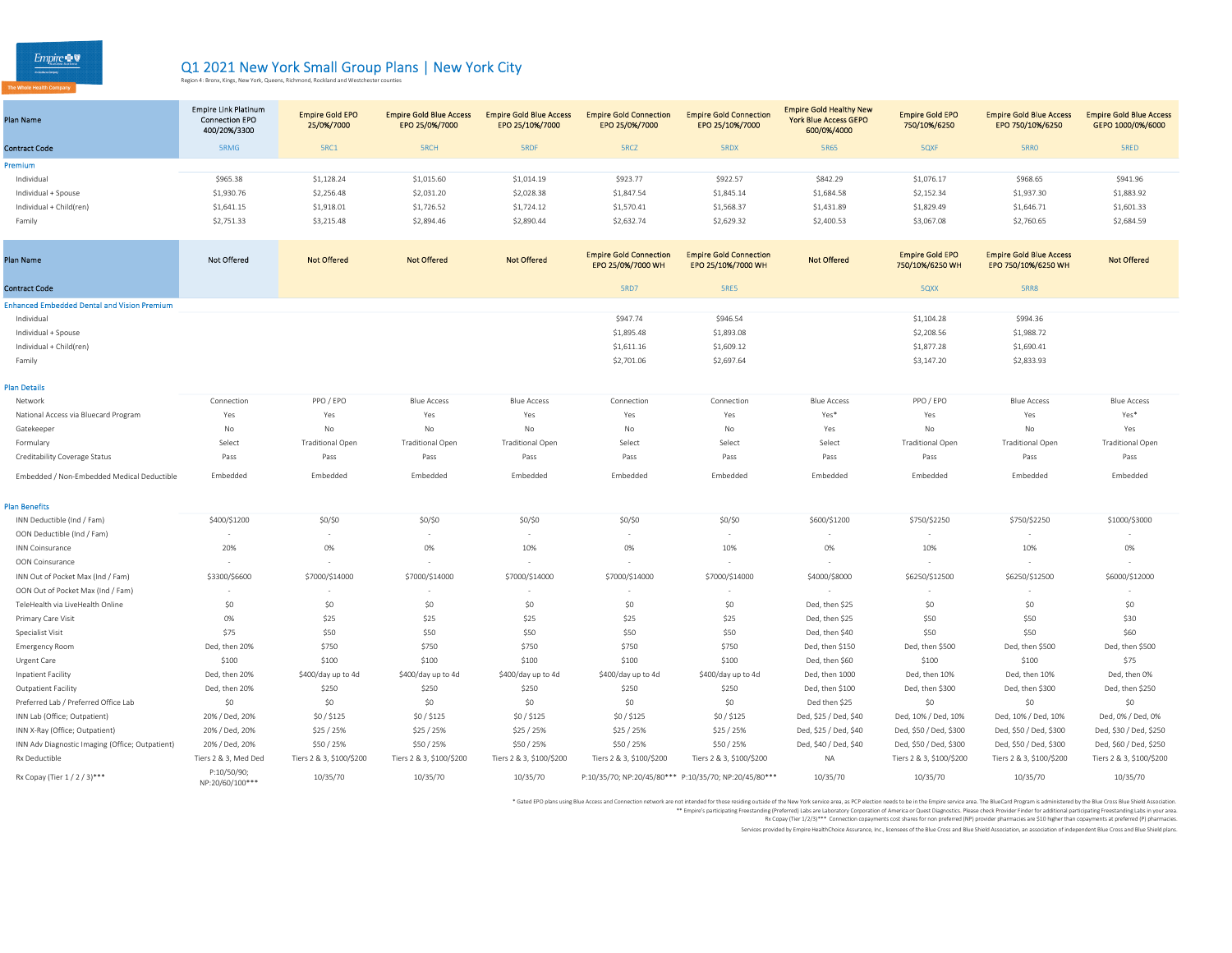# Q1 2021 New York Small Group Plans | New York City

Region 4: Bronx, Kings, New York, Queens, Richmond, Rockland and Westchester counties

| Plan Name | Empire Link Platinum Connection EPO 400/20%/3300 | Empire Gold EPO 25/0%/7000 | Empire Gold Blue Access EPO 25/0%/7000 | Empire Gold Blue Access EPO 25/10%/7000 | Empire Gold Connection EPO 25/0%/7000 | Empire Gold Connection EPO 25/10%/7000 | Empire Gold Healthy New York Blue Access GEPO 600/0%/4000 | Empire Gold EPO 750/10%/6250 | Empire Gold Blue Access EPO 750/10%/6250 | Empire Gold Blue Access GEPO 1000/0%/6000 |
|---|---|---|---|---|---|---|---|---|---|---|
| Contract Code | 5RMG | 5RC1 | 5RCH | 5RDF | 5RCZ | 5RDX | 5R65 | 5QXF | 5RR0 | 5RED |
| **Premium** | | | | | | | | | | |
| Individual | $965.38 | $1,128.24 | $1,015.60 | $1,014.19 | $923.77 | $922.57 | $842.29 | $1,076.17 | $968.65 | $941.96 |
| Individual + Spouse | $1,930.76 | $2,256.48 | $2,031.20 | $2,028.38 | $1,847.54 | $1,845.14 | $1,684.58 | $2,152.34 | $1,937.30 | $1,883.92 |
| Individual + Child(ren) | $1,641.15 | $1,918.01 | $1,726.52 | $1,724.12 | $1,570.41 | $1,568.37 | $1,431.89 | $1,829.49 | $1,646.71 | $1,601.33 |
| Family | $2,751.33 | $3,215.48 | $2,894.46 | $2,890.44 | $2,632.74 | $2,629.32 | $2,400.53 | $3,067.08 | $2,760.65 | $2,684.59 |

| Plan Name | Not Offered | Not Offered | Not Offered | Not Offered | Empire Gold Connection EPO 25/0%/7000 WH | Empire Gold Connection EPO 25/10%/7000 WH | Not Offered | Empire Gold EPO 750/10%/6250 WH | Empire Gold Blue Access EPO 750/10%/6250 WH | Not Offered |
|---|---|---|---|---|---|---|---|---|---|---|
| Contract Code | | | | | 5RD7 | 5RE5 | | 5QXX | 5RR8 | |
| **Enhanced Embedded Dental and Vision Premium** | | | | | | | | | | |
| Individual | | | | | $947.74 | $946.54 | | $1,104.28 | $994.36 | |
| Individual + Spouse | | | | | $1,895.48 | $1,893.08 | | $2,208.56 | $1,988.72 | |
| Individual + Child(ren) | | | | | $1,611.16 | $1,609.12 | | $1,877.28 | $1,690.41 | |
| Family | | | | | $2,701.06 | $2,697.64 | | $3,147.20 | $2,833.93 | |

| Plan Details | 5RMG | 5RC1 | 5RCH | 5RDF | 5RCZ | 5RDX | 5R65 | 5QXF | 5RR0 | 5RED |
|---|---|---|---|---|---|---|---|---|---|---|
| Network | Connection | PPO / EPO | Blue Access | Blue Access | Connection | Connection | Blue Access | PPO / EPO | Blue Access | Blue Access |
| National Access via Bluecard Program | Yes | Yes | Yes | Yes | Yes | Yes | Yes* | Yes | Yes | Yes* |
| Gatekeeper | No | No | No | No | No | No | Yes | No | No | Yes |
| Formulary | Select | Traditional Open | Traditional Open | Traditional Open | Select | Select | Select | Traditional Open | Traditional Open | Traditional Open |
| Creditability Coverage Status | Pass | Pass | Pass | Pass | Pass | Pass | Pass | Pass | Pass | Pass |
| Embedded / Non-Embedded Medical Deductible | Embedded | Embedded | Embedded | Embedded | Embedded | Embedded | Embedded | Embedded | Embedded | Embedded |
| **Plan Benefits** | | | | | | | | | | |
| INN Deductible (Ind / Fam) | $400/$1200 | $0/$0 | $0/$0 | $0/$0 | $0/$0 | $0/$0 | $600/$1200 | $750/$2250 | $750/$2250 | $1000/$3000 |
| OON Deductible (Ind / Fam) | - | - | - | - | - | - | - | - | - | - |
| INN Coinsurance | 20% | 0% | 0% | 10% | 0% | 10% | 0% | 10% | 10% | 0% |
| OON Coinsurance | - | - | - | - | - | - | - | - | - | - |
| INN Out of Pocket Max (Ind / Fam) | $3300/$6600 | $7000/$14000 | $7000/$14000 | $7000/$14000 | $7000/$14000 | $7000/$14000 | $4000/$8000 | $6250/$12500 | $6250/$12500 | $6000/$12000 |
| OON Out of Pocket Max (Ind / Fam) | - | - | - | - | - | - | - | - | - | - |
| TeleHealth via LiveHealth Online | $0 | $0 | $0 | $0 | $0 | $0 | Ded, then $25 | $0 | $0 | $0 |
| Primary Care Visit | 0% | $25 | $25 | $25 | $25 | $25 | Ded, then $25 | $50 | $50 | $30 |
| Specialist Visit | $75 | $50 | $50 | $50 | $50 | $50 | Ded, then $40 | $50 | $50 | $60 |
| Emergency Room | Ded, then 20% | $750 | $750 | $750 | $750 | $750 | Ded, then $150 | Ded, then $500 | Ded, then $500 | Ded, then $500 |
| Urgent Care | $100 | $100 | $100 | $100 | $100 | $100 | Ded, then $60 | $100 | $100 | $75 |
| Inpatient Facility | Ded, then 20% | $400/day up to 4d | $400/day up to 4d | $400/day up to 4d | $400/day up to 4d | $400/day up to 4d | Ded, then 1000 | Ded, then 10% | Ded, then 10% | Ded, then 0% |
| Outpatient Facility | Ded, then 20% | $250 | $250 | $250 | $250 | $250 | Ded, then $100 | Ded, then $300 | Ded, then $300 | Ded, then $250 |
| Preferred Lab / Preferred Office Lab | $0 | $0 | $0 | $0 | $0 | $0 | Ded then $25 | $0 | $0 | $0 |
| INN Lab (Office; Outpatient) | 20% / Ded, 20% | $0 / $125 | $0 / $125 | $0 / $125 | $0 / $125 | $0 / $125 | Ded, $25 / Ded, $40 | Ded, 10% / Ded, 10% | Ded, 10% / Ded, 10% | Ded, 0% / Ded, 0% |
| INN X-Ray (Office; Outpatient) | 20% / Ded, 20% | $25 / 25% | $25 / 25% | $25 / 25% | $25 / 25% | $25 / 25% | Ded, $25 / Ded, $40 | Ded, $50 / Ded, $300 | Ded, $50 / Ded, $300 | Ded, $30 / Ded, $250 |
| INN Adv Diagnostic Imaging (Office; Outpatient) | 20% / Ded, 20% | $50 / 25% | $50 / 25% | $50 / 25% | $50 / 25% | $50 / 25% | Ded, $40 / Ded, $40 | Ded, $50 / Ded, $300 | Ded, $50 / Ded, $300 | Ded, $60 / Ded, $250 |
| Rx Deductible | Tiers 2 & 3, Med Ded | Tiers 2 & 3, $100/$200 | Tiers 2 & 3, $100/$200 | Tiers 2 & 3, $100/$200 | Tiers 2 & 3, $100/$200 | Tiers 2 & 3, $100/$200 | NA | Tiers 2 & 3, $100/$200 | Tiers 2 & 3, $100/$200 | Tiers 2 & 3, $100/$200 |
| Rx Copay (Tier 1 / 2 / 3)*** | P:10/50/90; NP:20/60/100*** | 10/35/70 | 10/35/70 | 10/35/70 | P:10/35/70; NP:20/45/80*** | P:10/35/70; NP:20/45/80*** | 10/35/70 | 10/35/70 | 10/35/70 | 10/35/70 |

* Gated EPO plans using Blue Access and Connection network are not intended for those residing outside of the New York service area, as PCP election needs to be in the Empire service area. The BlueCard Program is administered by the Blue Cross Blue Shield Association.

** Empire's participating Freestanding (Preferred) Labs are Laboratory Corporation of America or Quest Diagnostics. Please check Provider Finder for additional participating Freestanding Labs in your area.

Rx Copay (Tier 1/2/3)*** Connection copayments cost shares for non preferred (NP) provider pharmacies are $10 higher than copayments at preferred (P) pharmacies.

Services provided by Empire HealthChoice Assurance, Inc., licensees of the Blue Cross and Blue Shield Association, an association of independent Blue Cross and Blue Shield plans.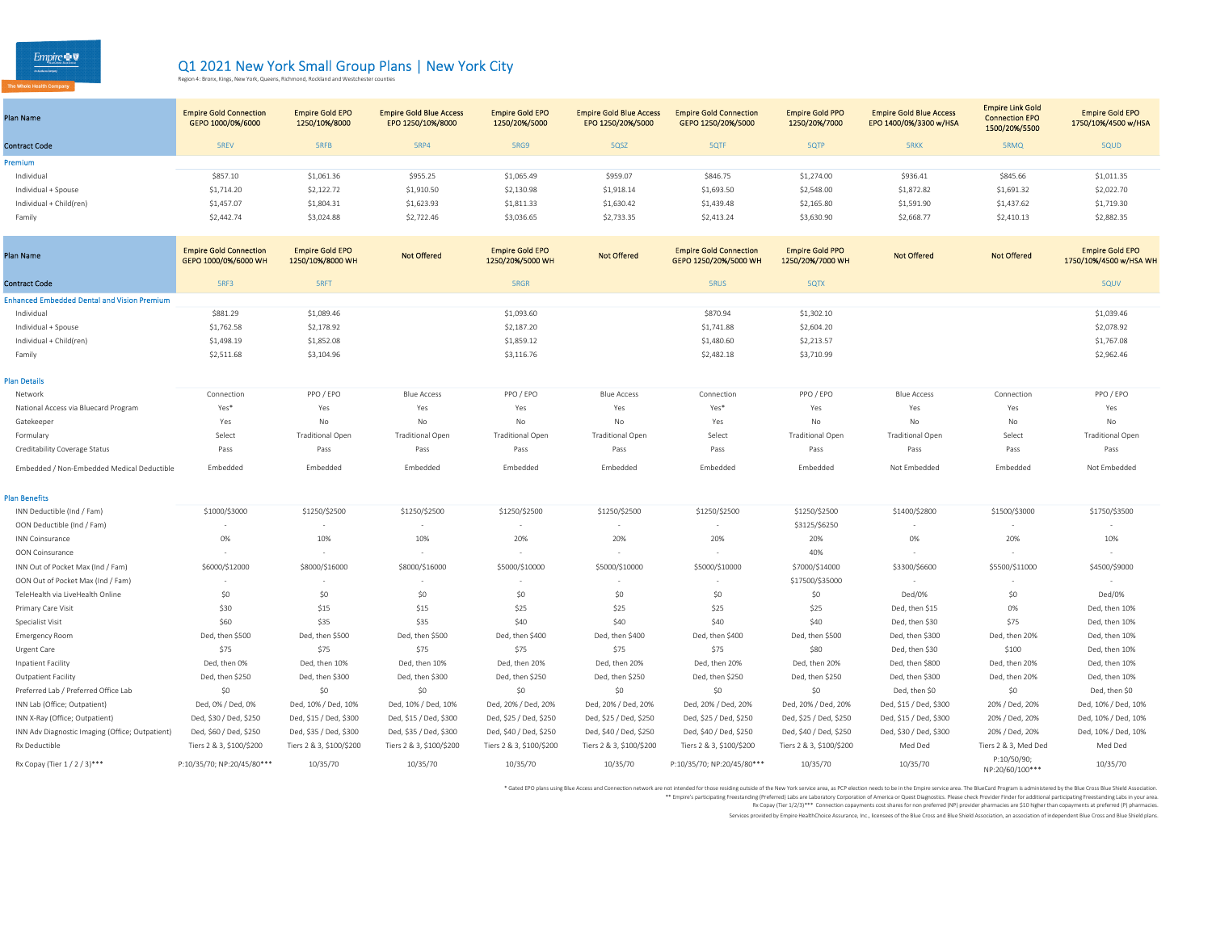Empire BlueCross BlueShield

The Whole Health Company

# Q1 2021 New York Small Group Plans | New York City

Region 4: Bronx, Kings, New York, Queens, Richmond, Rockland and Westchester counties

| Plan Name | Empire Gold Connection GEPO 1000/0%/6000 | Empire Gold EPO 1250/10%/8000 | Empire Gold Blue Access EPO 1250/10%/8000 | Empire Gold EPO 1250/20%/5000 | Empire Gold Blue Access EPO 1250/20%/5000 | Empire Gold Connection GEPO 1250/20%/5000 | Empire Gold PPO 1250/20%/7000 | Empire Gold Blue Access EPO 1400/0%/3300 w/HSA | Empire Link Gold Connection EPO 1500/20%/5500 | Empire Gold EPO 1750/10%/4500 w/HSA |
|---|---|---|---|---|---|---|---|---|---|---|
| Contract Code | 5REV | 5RFB | 5RP4 | 5RG9 | 5QSZ | 5QTF | 5QTP | 5RKK | 5RMQ | 5QUD |
| **Premium** | | | | | | | | | | |
| Individual | $857.10 | $1,061.36 | $955.25 | $1,065.49 | $959.07 | $846.75 | $1,274.00 | $936.41 | $845.66 | $1,011.35 |
| Individual + Spouse | $1,714.20 | $2,122.72 | $1,910.50 | $2,130.98 | $1,918.14 | $1,693.50 | $2,548.00 | $1,872.82 | $1,691.32 | $2,022.70 |
| Individual + Child(ren) | $1,457.07 | $1,804.31 | $1,623.93 | $1,811.33 | $1,630.42 | $1,439.48 | $2,165.80 | $1,591.90 | $1,437.62 | $1,719.30 |
| Family | $2,442.74 | $3,024.88 | $2,722.46 | $3,036.65 | $2,733.35 | $2,413.24 | $3,630.90 | $2,668.77 | $2,410.13 | $2,882.35 |

| Plan Name | Empire Gold Connection GEPO 1000/0%/6000 WH | Empire Gold EPO 1250/10%/8000 WH | Not Offered | Empire Gold EPO 1250/20%/5000 WH | Not Offered | Empire Gold Connection GEPO 1250/20%/5000 WH | Empire Gold PPO 1250/20%/7000 WH | Not Offered | Not Offered | Empire Gold EPO 1750/10%/4500 w/HSA WH |
|---|---|---|---|---|---|---|---|---|---|---|
| Contract Code | 5RF3 | 5RFT | | 5RGR | | 5RUS | 5QTX | | | 5QUV |
| **Enhanced Embedded Dental and Vision Premium** | | | | | | | | | | |
| Individual | $881.29 | $1,089.46 | | $1,093.60 | | $870.94 | $1,302.10 | | | $1,039.46 |
| Individual + Spouse | $1,762.58 | $2,178.92 | | $2,187.20 | | $1,741.88 | $2,604.20 | | | $2,078.92 |
| Individual + Child(ren) | $1,498.19 | $1,852.08 | | $1,859.12 | | $1,480.60 | $2,213.57 | | | $1,767.08 |
| Family | $2,511.68 | $3,104.96 | | $3,116.76 | | $2,482.18 | $3,710.99 | | | $2,962.46 |
| **Plan Details** | | | | | | | | | | |
| Network | Connection | PPO / EPO | Blue Access | PPO / EPO | Blue Access | Connection | PPO / EPO | Blue Access | Connection | PPO / EPO |
| National Access via Bluecard Program | Yes* | Yes | Yes | Yes | Yes | Yes* | Yes | Yes | Yes | Yes |
| Gatekeeper | Yes | No | No | No | No | Yes | No | No | No | No |
| Formulary | Select | Traditional Open | Traditional Open | Traditional Open | Traditional Open | Select | Traditional Open | Traditional Open | Select | Traditional Open |
| Creditability Coverage Status | Pass | Pass | Pass | Pass | Pass | Pass | Pass | Pass | Pass | Pass |
| Embedded / Non-Embedded Medical Deductible | Embedded | Embedded | Embedded | Embedded | Embedded | Embedded | Embedded | Not Embedded | Embedded | Not Embedded |
| **Plan Benefits** | | | | | | | | | | |
| INN Deductible (Ind / Fam) | $1000/$3000 | $1250/$2500 | $1250/$2500 | $1250/$2500 | $1250/$2500 | $1250/$2500 | $1250/$2500 | $1400/$2800 | $1500/$3000 | $1750/$3500 |
| OON Deductible (Ind / Fam) | - | - | - | - | - | - | $3125/$6250 | - | - | - |
| INN Coinsurance | 0% | 10% | 10% | 20% | 20% | 20% | 20% | 0% | 20% | 10% |
| OON Coinsurance | - | - | - | - | - | - | 40% | - | - | - |
| INN Out of Pocket Max (Ind / Fam) | $6000/$12000 | $8000/$16000 | $8000/$16000 | $5000/$10000 | $5000/$10000 | $5000/$10000 | $7000/$14000 | $3300/$6600 | $5500/$11000 | $4500/$9000 |
| OON Out of Pocket Max (Ind / Fam) | - | - | - | - | - | - | $17500/$35000 | - | - | - |
| TeleHealth via LiveHealth Online | $0 | $0 | $0 | $0 | $0 | $0 | $0 | Ded/0% | $0 | Ded/0% |
| Primary Care Visit | $30 | $15 | $15 | $25 | $25 | $25 | $25 | Ded, then $15 | 0% | Ded, then 10% |
| Specialist Visit | $60 | $35 | $35 | $40 | $40 | $40 | $40 | Ded, then $30 | $75 | Ded, then 10% |
| Emergency Room | Ded, then $500 | Ded, then $500 | Ded, then $500 | Ded, then $400 | Ded, then $400 | Ded, then $400 | Ded, then $500 | Ded, then $300 | Ded, then 20% | Ded, then 10% |
| Urgent Care | $75 | $75 | $75 | $75 | $75 | $75 | $80 | Ded, then $30 | $100 | Ded, then 10% |
| Inpatient Facility | Ded, then 0% | Ded, then 10% | Ded, then 10% | Ded, then 20% | Ded, then 20% | Ded, then 20% | Ded, then 20% | Ded, then $800 | Ded, then 20% | Ded, then 10% |
| Outpatient Facility | Ded, then $250 | Ded, then $300 | Ded, then $300 | Ded, then $250 | Ded, then $250 | Ded, then $250 | Ded, then $250 | Ded, then $300 | Ded, then 20% | Ded, then 10% |
| Preferred Lab / Preferred Office Lab | $0 | $0 | $0 | $0 | $0 | $0 | $0 | Ded, then $0 | $0 | Ded, then $0 |
| INN Lab (Office; Outpatient) | Ded, 0% / Ded, 0% | Ded, 10% / Ded, 10% | Ded, 10% / Ded, 10% | Ded, 20% / Ded, 20% | Ded, 20% / Ded, 20% | Ded, 20% / Ded, 20% | Ded, 20% / Ded, 20% | Ded, $15 / Ded, $300 | 20% / Ded, 20% | Ded, 10% / Ded, 10% |
| INN X-Ray (Office; Outpatient) | Ded, $30 / Ded, $250 | Ded, $15 / Ded, $300 | Ded, $15 / Ded, $300 | Ded, $25 / Ded, $250 | Ded, $25 / Ded, $250 | Ded, $25 / Ded, $250 | Ded, $25 / Ded, $250 | Ded, $15 / Ded, $300 | 20% / Ded, 20% | Ded, 10% / Ded, 10% |
| INN Adv Diagnostic Imaging (Office; Outpatient) | Ded, $60 / Ded, $250 | Ded, $35 / Ded, $300 | Ded, $35 / Ded, $300 | Ded, $40 / Ded, $250 | Ded, $40 / Ded, $250 | Ded, $40 / Ded, $250 | Ded, $40 / Ded, $250 | Ded, $30 / Ded, $300 | 20% / Ded, 20% | Ded, 10% / Ded, 10% |
| Rx Deductible | Tiers 2 & 3, $100/$200 | Tiers 2 & 3, $100/$200 | Tiers 2 & 3, $100/$200 | Tiers 2 & 3, $100/$200 | Tiers 2 & 3, $100/$200 | Tiers 2 & 3, $100/$200 | Tiers 2 & 3, $100/$200 | Med Ded | Tiers 2 & 3, Med Ded | Med Ded |
| Rx Copay (Tier 1 / 2 / 3)*** | P:10/35/70; NP:20/45/80*** | 10/35/70 | 10/35/70 | 10/35/70 | 10/35/70 | P:10/35/70; NP:20/45/80*** | 10/35/70 | 10/35/70 | P:10/50/90; NP:20/60/100*** | 10/35/70 |

\* Gated EPO plans using Blue Access and Connection network are not intended for those residing outside of the New York service area, as PCP election needs to be in the Empire service area. The BlueCard Program is administered by the Blue Cross Blue Shield Association.

\*\* Empire's participating Freestanding (Preferred) Labs are Laboratory Corporation of America or Quest Diagnostics. Please check Provider Finder for additional participating Freestanding Labs in your area.

Rx Copay (Tier 1/2/3)*** Connection copayments cost shares for non preferred (NP) provider pharmacies are $10 higher than copayments at preferred (P) pharmacies.

Services provided by Empire HealthChoice Assurance, Inc., licensees of the Blue Cross and Blue Shield Association, an association of independent Blue Cross and Blue Shield plans.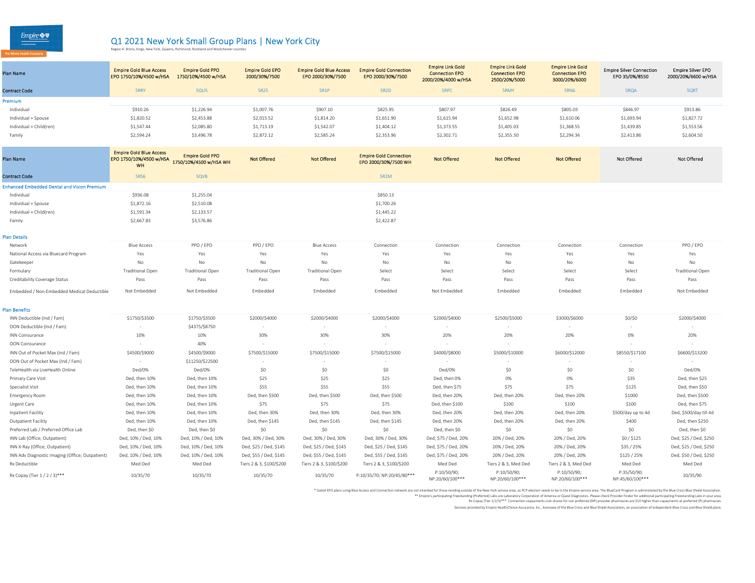# Q1 2021 New York Small Group Plans | New York City

Region 4: Bronx, Kings, New York, Queens, Richmond, Rockland and Westchester counties

| Plan Name | Empire Gold Blue Access EPO 1750/10%/4500 w/HSA | Empire Gold PPO 1750/10%/4500 w/HSA | Empire Gold EPO 2000/30%/7500 | Empire Gold Blue Access EPO 2000/30%/7500 | Empire Gold Connection EPO 2000/30%/7500 | Empire Link Gold Connection EPO 2000/20%/4000 w/HSA | Empire Link Gold Connection EPO 2500/20%/5000 | Empire Link Gold Connection EPO 3000/20%/6000 | Empire Silver Connection EPO 35/0%/8550 | Empire Silver EPO 2000/20%/6600 w/HSA |
|---|---|---|---|---|---|---|---|---|---|---|
| Contract Code | 5RRY | 5QU5 | 5R25 | 5R1P | 5R2D | 5RPC | 5RMY | 5RN6 | 5RQA | 5QRT |
| **Premium** | | | | | | | | | | |
| Individual | $910.26 | $1,226.94 | $1,007.76 | $907.10 | $825.95 | $807.97 | $826.49 | $805.03 | $846.97 | $913.86 |
| Individual + Spouse | $1,820.52 | $2,453.88 | $2,015.52 | $1,814.20 | $1,651.90 | $1,615.94 | $1,652.98 | $1,610.06 | $1,693.94 | $1,827.72 |
| Individual + Child(ren) | $1,547.44 | $2,085.80 | $1,713.19 | $1,542.07 | $1,404.12 | $1,373.55 | $1,405.03 | $1,368.55 | $1,439.85 | $1,553.56 |
| Family | $2,594.24 | $3,496.78 | $2,872.12 | $2,585.24 | $2,353.96 | $2,302.71 | $2,355.50 | $2,294.34 | $2,413.86 | $2,604.50 |
| Plan Name | Empire Gold Blue Access EPO 1750/10%/4500 w/HSA WH | Empire Gold PPO 1750/10%/4500 w/HSA WH | Not Offered | Not Offered | Empire Gold Connection EPO 2000/30%/7500 WH | Not Offered | Not Offered | Not Offered | Not Offered | Not Offered |
| Contract Code | 5RS6 | 5QVB | | | 5R2M | | | | | |
| **Enhanced Embedded Dental and Vision Premium** | | | | | | | | | | |
| Individual | $936.08 | $1,255.04 | | | $850.13 | | | | | |
| Individual + Spouse | $1,872.16 | $2,510.08 | | | $1,700.26 | | | | | |
| Individual + Child(ren) | $1,591.34 | $2,133.57 | | | $1,445.22 | | | | | |
| Family | $2,667.83 | $3,576.86 | | | $2,422.87 | | | | | |
| **Plan Details** | | | | | | | | | | |
| Network | Blue Access | PPO / EPO | PPO / EPO | Blue Access | Connection | Connection | Connection | Connection | Connection | PPO / EPO |
| National Access via Bluecard Program | Yes | Yes | Yes | Yes | Yes | Yes | Yes | Yes | Yes | Yes |
| Gatekeeper | No | No | No | No | No | No | No | No | No | No |
| Formulary | Traditional Open | Traditional Open | Traditional Open | Traditional Open | Select | Select | Select | Select | Select | Traditional Open |
| Creditability Coverage Status | Pass | Pass | Pass | Pass | Pass | Pass | Pass | Pass | Pass | Pass |
| Embedded / Non-Embedded Medical Deductible | Not Embedded | Not Embedded | Embedded | Embedded | Embedded | Not Embedded | Embedded | Embedded | Embedded | Not Embedded |
| **Plan Benefits** | | | | | | | | | | |
| INN Deductible (Ind / Fam) | $1750/$3500 | $1750/$3500 | $2000/$4000 | $2000/$4000 | $2000/$4000 | $2000/$4000 | $2500/$5000 | $3000/$6000 | $0/$0 | $2000/$4000 |
| OON Deductible (Ind / Fam) | - | $4375/$8750 | - | - | - | - | - | - | - | - |
| INN Coinsurance | 10% | 10% | 30% | 30% | 30% | 20% | 20% | 20% | 0% | 20% |
| OON Coinsurance | - | 40% | - | - | - | - | - | - | - | - |
| INN Out of Pocket Max (Ind / Fam) | $4500/$9000 | $4500/$9000 | $7500/$15000 | $7500/$15000 | $7500/$15000 | $4000/$8000 | $5000/$10000 | $6000/$12000 | $8550/$17100 | $6600/$13200 |
| OON Out of Pocket Max (Ind / Fam) | - | $11250/$22500 | - | - | - | - | - | - | - | - |
| TeleHealth via LiveHealth Online | Ded/0% | Ded/0% | $0 | $0 | $0 | Ded/0% | $0 | $0 | $0 | Ded/0% |
| Primary Care Visit | Ded, then 10% | Ded, then 10% | $25 | $25 | $25 | Ded, then 0% | 0% | 0% | $35 | Ded, then $25 |
| Specialist Visit | Ded, then 10% | Ded, then 10% | $55 | $55 | $55 | Ded, then $75 | $75 | $75 | $125 | Ded, then $50 |
| Emergency Room | Ded, then 10% | Ded, then 10% | Ded, then $500 | Ded, then $500 | Ded, then $500 | Ded, then 20% | Ded, then 20% | Ded, then 20% | $1000 | Ded, then $500 |
| Urgent Care | Ded, then 10% | Ded, then 10% | $75 | $75 | $75 | Ded, then $100 | $100 | $100 | $100 | Ded, then $75 |
| Inpatient Facility | Ded, then 10% | Ded, then 10% | Ded, then 30% | Ded, then 30% | Ded, then 30% | Ded, then 20% | Ded, then 20% | Ded, then 20% | $500/day up to 4d | Ded, $500/day till 4d |
| Outpatient Facility | Ded, then 10% | Ded, then 10% | Ded, then $145 | Ded, then $145 | Ded, then $145 | Ded, then 20% | Ded, then 20% | Ded, then 20% | $400 | Ded, then $250 |
| Preferred Lab / Preferred Office Lab | Ded, then $0 | Ded, then $0 | $0 | $0 | $0 | Ded, then $0 | $0 | $0 | $0 | Ded, then $0 |
| INN Lab (Office; Outpatient) | Ded, 10% / Ded, 10% | Ded, 10% / Ded, 10% | Ded, 30% / Ded, 30% | Ded, 30% / Ded, 30% | Ded, 30% / Ded, 30% | Ded, $75 / Ded, 20% | 20% / Ded, 20% | 20% / Ded, 20% | $0 / $125 | Ded, $25 / Ded, $250 |
| INN X-Ray (Office; Outpatient) | Ded, 10% / Ded, 10% | Ded, 10% / Ded, 10% | Ded, $25 / Ded, $145 | Ded, $25 / Ded, $145 | Ded, $25 / Ded, $145 | Ded, $75 / Ded, 20% | 20% / Ded, 20% | 20% / Ded, 20% | $35 / 25% | Ded, $25 / Ded, $250 |
| INN Adv Diagnostic Imaging (Office; Outpatient) | Ded, 10% / Ded, 10% | Ded, 10% / Ded, 10% | Ded, $55 / Ded, $145 | Ded, $55 / Ded, $145 | Ded, $55 / Ded, $145 | Ded, $75 / Ded, 20% | 20% / Ded, 20% | 20% / Ded, 20% | $125 / 25% | Ded, $50 / Ded, $250 |
| Rx Deductible | Med Ded | Med Ded | Tiers 2 & 3, $100/$200 | Tiers 2 & 3, $100/$200 | Tiers 2 & 3, $100/$200 | Med Ded | Tiers 2 & 3, Med Ded | Tiers 2 & 3, Med Ded | Med Ded | Med Ded |
| Rx Copay (Tier 1 / 2 / 3)*** | 10/35/70 | 10/35/70 | 10/35/70 | 10/35/70 | P:10/35/70; NP:20/45/80*** | P:10/50/90; NP:20/60/100*** | P:10/50/90; NP:20/60/100*** | P:10/50/90; NP:20/60/100*** | P:35/50/90; NP:45/60/100*** | 10/35/90 |

\* Gated EPO plans using Blue Access and Connection network are not intended for those residing outside of the New York service area, as PCP election needs to be in the Empire service area. The BlueCard Program is administered by the Blue Cross Blue Shield Association.

\** Empire's participating Freestanding (Preferred) Labs are Laboratory Corporation of America or Quest Diagnostics. Please check Provider Finder for additional participating Freestanding Labs in your area.

Rx Copay (Tier 1/2/3)*** Connection copayments cost shares for non preferred (NP) provider pharmacies are $10 higher than copayments at preferred (P) pharmacies.

Services provided by Empire HealthChoice Assurance, Inc., licensees of the Blue Cross and Blue Shield Association, an association of independent Blue Cross and Blue Shield plans.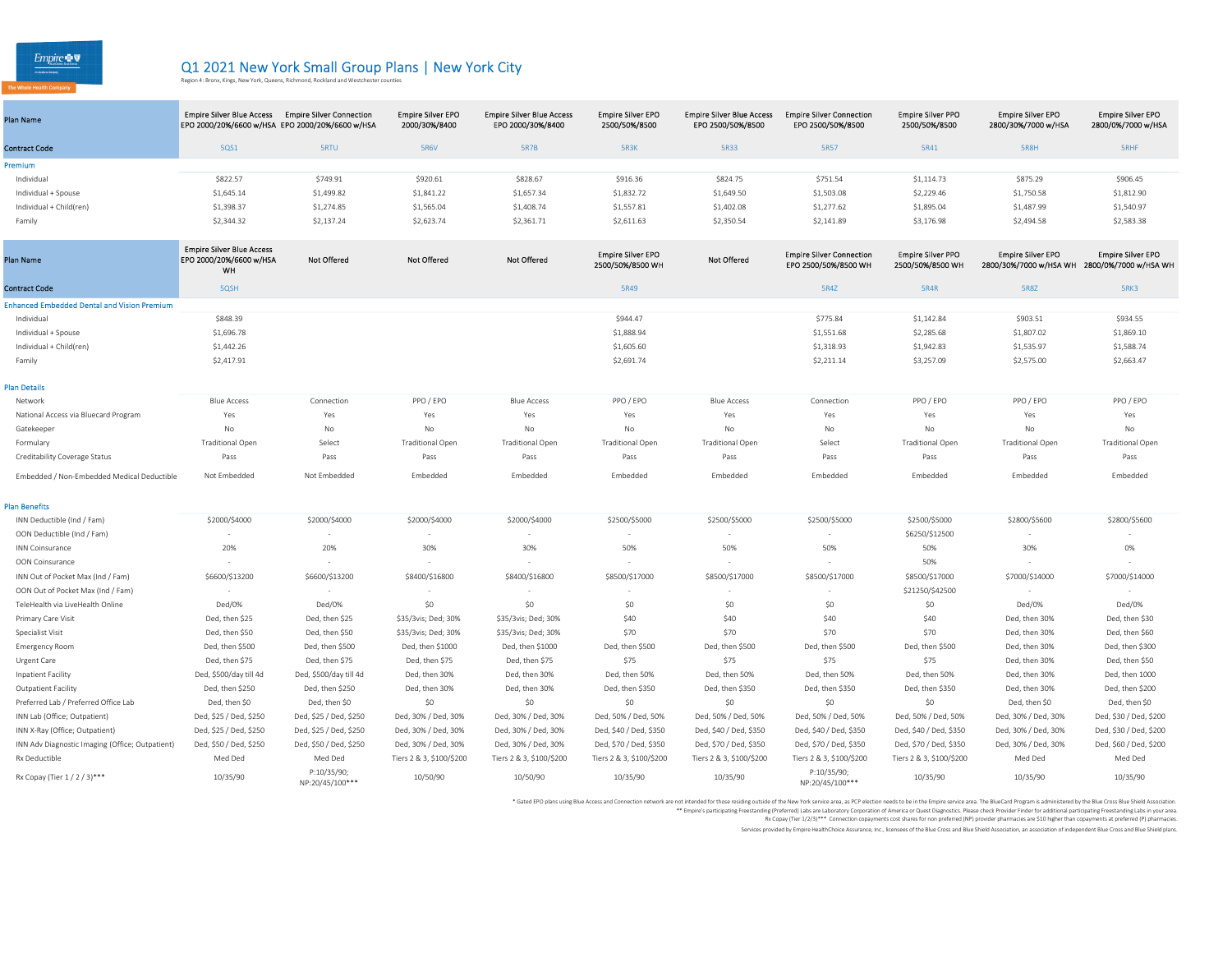# Q1 2021 New York Small Group Plans | New York City

Region 4: Bronx, Kings, New York, Queens, Richmond, Rockland and Westchester counties

| Plan Name | Empire Silver Blue Access EPO 2000/20%/6600 w/HSA | Empire Silver Connection EPO 2000/20%/6600 w/HSA | Empire Silver EPO 2000/30%/8400 | Empire Silver Blue Access EPO 2000/30%/8400 | Empire Silver EPO 2500/50%/8500 | Empire Silver Blue Access EPO 2500/50%/8500 | Empire Silver Connection EPO 2500/50%/8500 | Empire Silver PPO 2500/50%/8500 | Empire Silver EPO 2800/30%/7000 w/HSA | Empire Silver EPO 2800/0%/7000 w/HSA |
|---|---|---|---|---|---|---|---|---|---|---|
| Contract Code | 5QS1 | 5RTU | 5R6V | 5R7B | 5R3K | 5R33 | 5R57 | 5R41 | 5R8H | 5RHF |
| **Premium** | | | | | | | | | | |
| Individual | $822.57 | $749.91 | $920.61 | $828.67 | $916.36 | $824.75 | $751.54 | $1,114.73 | $875.29 | $906.45 |
| Individual + Spouse | $1,645.14 | $1,499.82 | $1,841.22 | $1,657.34 | $1,832.72 | $1,649.50 | $1,503.08 | $2,229.46 | $1,750.58 | $1,812.90 |
| Individual + Child(ren) | $1,398.37 | $1,274.85 | $1,565.04 | $1,408.74 | $1,557.81 | $1,402.08 | $1,277.62 | $1,895.04 | $1,487.99 | $1,540.97 |
| Family | $2,344.32 | $2,137.24 | $2,623.74 | $2,361.71 | $2,611.63 | $2,350.54 | $2,141.89 | $3,176.98 | $2,494.58 | $2,583.38 |
| Plan Name | Empire Silver Blue Access EPO 2000/20%/6600 w/HSA WH | Not Offered | Not Offered | Not Offered | Empire Silver EPO 2500/50%/8500 WH | Not Offered | Empire Silver Connection EPO 2500/50%/8500 WH | Empire Silver PPO 2500/50%/8500 WH | Empire Silver EPO 2800/30%/7000 w/HSA WH | Empire Silver EPO 2800/0%/7000 w/HSA WH |
| Contract Code | 5QSH | | | | 5R49 | | 5R4Z | 5R4R | 5R8Z | 5RK3 |
| **Enhanced Embedded Dental and Vision Premium** | | | | | | | | | | |
| Individual | $848.39 | | | | $944.47 | | $775.84 | $1,142.84 | $903.51 | $934.55 |
| Individual + Spouse | $1,696.78 | | | | $1,888.94 | | $1,551.68 | $2,285.68 | $1,807.02 | $1,869.10 |
| Individual + Child(ren) | $1,442.26 | | | | $1,605.60 | | $1,318.93 | $1,942.83 | $1,535.97 | $1,588.74 |
| Family | $2,417.91 | | | | $2,691.74 | | $2,211.14 | $3,257.09 | $2,575.00 | $2,663.47 |
| **Plan Details** | | | | | | | | | | |
| Network | Blue Access | Connection | PPO / EPO | Blue Access | PPO / EPO | Blue Access | Connection | PPO / EPO | PPO / EPO | PPO / EPO |
| National Access via Bluecard Program | Yes | Yes | Yes | Yes | Yes | Yes | Yes | Yes | Yes | Yes |
| Gatekeeper | No | No | No | No | No | No | No | No | No | No |
| Formulary | Traditional Open | Select | Traditional Open | Traditional Open | Traditional Open | Traditional Open | Select | Traditional Open | Traditional Open | Traditional Open |
| Creditability Coverage Status | Pass | Pass | Pass | Pass | Pass | Pass | Pass | Pass | Pass | Pass |
| Embedded / Non-Embedded Medical Deductible | Not Embedded | Not Embedded | Embedded | Embedded | Embedded | Embedded | Embedded | Embedded | Embedded | Embedded |
| **Plan Benefits** | | | | | | | | | | |
| INN Deductible (Ind / Fam) | $2000/$4000 | $2000/$4000 | $2000/$4000 | $2000/$4000 | $2500/$5000 | $2500/$5000 | $2500/$5000 | $2500/$5000 | $2800/$5600 | $2800/$5600 |
| OON Deductible (Ind / Fam) | - | - | - | - | - | - | - | $6250/$12500 | - | - |
| INN Coinsurance | 20% | 20% | 30% | 30% | 50% | 50% | 50% | 50% | 30% | 0% |
| OON Coinsurance | - | - | - | - | - | - | - | 50% | - | - |
| INN Out of Pocket Max (Ind / Fam) | $6600/$13200 | $6600/$13200 | $8400/$16800 | $8400/$16800 | $8500/$17000 | $8500/$17000 | $8500/$17000 | $8500/$17000 | $7000/$14000 | $7000/$14000 |
| OON Out of Pocket Max (Ind / Fam) | - | - | - | - | - | - | - | $21250/$42500 | - | - |
| TeleHealth via LiveHealth Online | Ded/0% | Ded/0% | $0 | $0 | $0 | $0 | $0 | $0 | Ded/0% | Ded/0% |
| Primary Care Visit | Ded, then $25 | Ded, then $25 | $35/3vis; Ded; 30% | $35/3vis; Ded; 30% | $40 | $40 | $40 | $40 | Ded, then 30% | Ded, then $30 |
| Specialist Visit | Ded, then $50 | Ded, then $50 | $35/3vis; Ded; 30% | $35/3vis; Ded; 30% | $70 | $70 | $70 | $70 | Ded, then 30% | Ded, then $60 |
| Emergency Room | Ded, then $500 | Ded, then $500 | Ded, then $1000 | Ded, then $1000 | Ded, then $500 | Ded, then $500 | Ded, then $500 | Ded, then $500 | Ded, then 30% | Ded, then $300 |
| Urgent Care | Ded, then $75 | Ded, then $75 | Ded, then $75 | Ded, then $75 | $75 | $75 | $75 | $75 | Ded, then 30% | Ded, then $50 |
| Inpatient Facility | Ded, $500/day till 4d | Ded, $500/day till 4d | Ded, then 30% | Ded, then 30% | Ded, then 50% | Ded, then 50% | Ded, then 50% | Ded, then 50% | Ded, then 30% | Ded, then 1000 |
| Outpatient Facility | Ded, then $250 | Ded, then $250 | Ded, then 30% | Ded, then 30% | Ded, then $350 | Ded, then $350 | Ded, then $350 | Ded, then $350 | Ded, then 30% | Ded, then $200 |
| Preferred Lab / Preferred Office Lab | Ded, then $0 | Ded, then $0 | $0 | $0 | $0 | $0 | $0 | $0 | Ded, then $0 | Ded, then $0 |
| INN Lab (Office; Outpatient) | Ded, $25 / Ded, $250 | Ded, $25 / Ded, $250 | Ded, 30% / Ded, 30% | Ded, 30% / Ded, 30% | Ded, 50% / Ded, 50% | Ded, 50% / Ded, 50% | Ded, 50% / Ded, 50% | Ded, 50% / Ded, 50% | Ded, 30% / Ded, 30% | Ded, $30 / Ded, $200 |
| INN X-Ray (Office; Outpatient) | Ded, $25 / Ded, $250 | Ded, $25 / Ded, $250 | Ded, 30% / Ded, 30% | Ded, 30% / Ded, 30% | Ded, $40 / Ded, $350 | Ded, $40 / Ded, $350 | Ded, $40 / Ded, $350 | Ded, $40 / Ded, $350 | Ded, 30% / Ded, 30% | Ded, $30 / Ded, $200 |
| INN Adv Diagnostic Imaging (Office; Outpatient) | Ded, $50 / Ded, $250 | Ded, $50 / Ded, $250 | Ded, 30% / Ded, 30% | Ded, 30% / Ded, 30% | Ded, $70 / Ded, $350 | Ded, $70 / Ded, $350 | Ded, $70 / Ded, $350 | Ded, $70 / Ded, $350 | Ded, 30% / Ded, 30% | Ded, $60 / Ded, $200 |
| Rx Deductible | Med Ded | Med Ded | Tiers 2 & 3, $100/$200 | Tiers 2 & 3, $100/$200 | Tiers 2 & 3, $100/$200 | Tiers 2 & 3, $100/$200 | Tiers 2 & 3, $100/$200 | Tiers 2 & 3, $100/$200 | Med Ded | Med Ded |
| Rx Copay (Tier 1 / 2 / 3)*** | 10/35/90 | P:10/35/90; NP:20/45/100*** | 10/50/90 | 10/50/90 | 10/35/90 | 10/35/90 | P:10/35/90; NP:20/45/100*** | 10/35/90 | 10/35/90 | 10/35/90 |

\* Gated EPO plans using Blue Access and Connection network are not intended for those residing outside of the New York service area, as PCP election needs to be in the Empire service area. The BlueCard Program is administered by the Blue Cross Blue Shield Association.
** Empire's participating Freestanding (Preferred) Labs are Laboratory Corporation of America or Quest Diagnostics. Please check Provider Finder for additional participating Freestanding Labs in your area.
Rx Copay (Tier 1/2/3)*** Connection copayments cost shares for non preferred (NP) provider pharmacies are $10 higher than copayments at preferred (P) pharmacies.

Services provided by Empire HealthChoice Assurance, Inc., licensees of the Blue Cross and Blue Shield Association, an association of independent Blue Cross and Blue Shield plans.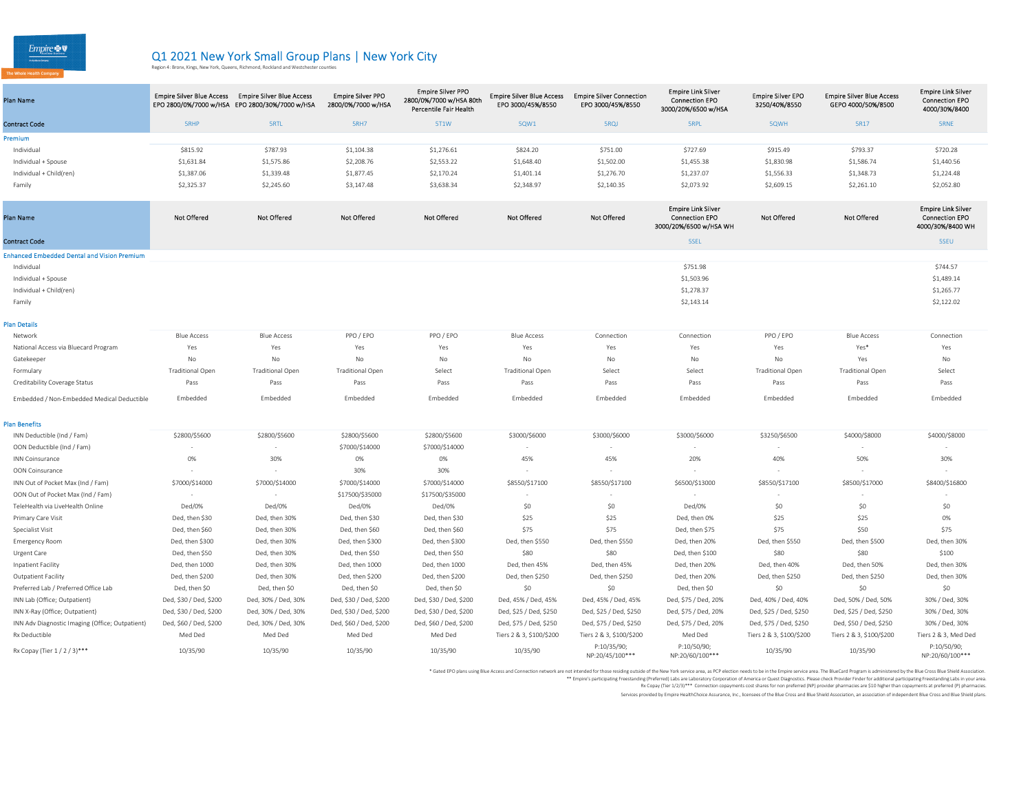# Q1 2021 New York Small Group Plans | New York City

Region 4: Bronx, Kings, New York, Queens, Richmond, Rockland and Westchester counties

| Plan Name | Empire Silver Blue Access EPO 2800/0%/7000 w/HSA | Empire Silver Blue Access EPO 2800/30%/7000 w/HSA | Empire Silver PPO 2800/0%/7000 w/HSA | Empire Silver PPO 2800/0%/7000 w/HSA 80th Percentile Fair Health | Empire Silver Blue Access EPO 3000/45%/8550 | Empire Silver Connection EPO 3000/45%/8550 | Empire Link Silver Connection EPO 3000/20%/6500 w/HSA | Empire Silver EPO 3250/40%/8550 | Empire Silver Blue Access GEPO 4000/50%/8500 | Empire Link Silver Connection EPO 4000/30%/8400 |
|---|---|---|---|---|---|---|---|---|---|---|
| Contract Code | 5RHP | 5RTL | 5RH7 | 5T1W | 5QW1 | 5RQJ | 5RPL | 5QWH | 5R17 | 5RNE |
| **Premium** | | | | | | | | | | |
| Individual | $815.92 | $787.93 | $1,104.38 | $1,276.61 | $824.20 | $751.00 | $727.69 | $915.49 | $793.37 | $720.28 |
| Individual + Spouse | $1,631.84 | $1,575.86 | $2,208.76 | $2,553.22 | $1,648.40 | $1,502.00 | $1,455.38 | $1,830.98 | $1,586.74 | $1,440.56 |
| Individual + Child(ren) | $1,387.06 | $1,339.48 | $1,877.45 | $2,170.24 | $1,401.14 | $1,276.70 | $1,237.07 | $1,556.33 | $1,348.73 | $1,224.48 |
| Family | $2,325.37 | $2,245.60 | $3,147.48 | $3,638.34 | $2,348.97 | $2,140.35 | $2,073.92 | $2,609.15 | $2,261.10 | $2,052.80 |
| Plan Name | Not Offered | Not Offered | Not Offered | Not Offered | Not Offered | Not Offered | Empire Link Silver Connection EPO 3000/20%/6500 w/HSA WH | Not Offered | Not Offered | Empire Link Silver Connection EPO 4000/30%/8400 WH |
| Contract Code | | | | | | | 5SEL | | | 5SEU |
| **Enhanced Embedded Dental and Vision Premium** | | | | | | | | | | |
| Individual | | | | | | | $751.98 | | | $744.57 |
| Individual + Spouse | | | | | | | $1,503.96 | | | $1,489.14 |
| Individual + Child(ren) | | | | | | | $1,278.37 | | | $1,265.77 |
| Family | | | | | | | $2,143.14 | | | $2,122.02 |
| **Plan Details** | | | | | | | | | | |
| Network | Blue Access | Blue Access | PPO / EPO | PPO / EPO | Blue Access | Connection | Connection | PPO / EPO | Blue Access | Connection |
| National Access via Bluecard Program | Yes | Yes | Yes | Yes | Yes | Yes | Yes | Yes | Yes* | Yes |
| Gatekeeper | No | No | No | No | No | No | No | No | Yes | No |
| Formulary | Traditional Open | Traditional Open | Traditional Open | Select | Traditional Open | Select | Select | Traditional Open | Traditional Open | Select |
| Creditability Coverage Status | Pass | Pass | Pass | Pass | Pass | Pass | Pass | Pass | Pass | Pass |
| Embedded / Non-Embedded Medical Deductible | Embedded | Embedded | Embedded | Embedded | Embedded | Embedded | Embedded | Embedded | Embedded | Embedded |
| **Plan Benefits** | | | | | | | | | | |
| INN Deductible (Ind / Fam) | $2800/$5600 | $2800/$5600 | $2800/$5600 | $2800/$5600 | $3000/$6000 | $3000/$6000 | $3000/$6000 | $3250/$6500 | $4000/$8000 | $4000/$8000 |
| OON Deductible (Ind / Fam) | - | - | $7000/$14000 | $7000/$14000 | - | - | - | - | - | - |
| INN Coinsurance | 0% | 30% | 0% | 0% | 45% | 45% | 20% | 40% | 50% | 30% |
| OON Coinsurance | - | - | 30% | 30% | - | - | - | - | - | - |
| INN Out of Pocket Max (Ind / Fam) | $7000/$14000 | $7000/$14000 | $7000/$14000 | $7000/$14000 | $8550/$17100 | $8550/$17100 | $6500/$13000 | $8550/$17100 | $8500/$17000 | $8400/$16800 |
| OON Out of Pocket Max (Ind / Fam) | - | - | $17500/$35000 | $17500/$35000 | - | - | - | - | - | - |
| TeleHealth via LiveHealth Online | Ded/0% | Ded/0% | Ded/0% | Ded/0% | $0 | $0 | Ded/0% | $0 | $0 | $0 |
| Primary Care Visit | Ded, then $30 | Ded, then 30% | Ded, then $30 | Ded, then $30 | $25 | $25 | Ded, then 0% | $25 | $25 | 0% |
| Specialist Visit | Ded, then $60 | Ded, then 30% | Ded, then $60 | Ded, then $60 | $75 | $75 | Ded, then $75 | $75 | $50 | $75 |
| Emergency Room | Ded, then $300 | Ded, then 30% | Ded, then $300 | Ded, then $300 | Ded, then $550 | Ded, then $550 | Ded, then 20% | Ded, then $550 | Ded, then $500 | Ded, then 30% |
| Urgent Care | Ded, then $50 | Ded, then 30% | Ded, then $50 | Ded, then $50 | $80 | $80 | Ded, then $100 | $80 | $80 | $100 |
| Inpatient Facility | Ded, then 1000 | Ded, then 30% | Ded, then 1000 | Ded, then 1000 | Ded, then 45% | Ded, then 45% | Ded, then 20% | Ded, then 40% | Ded, then 50% | Ded, then 30% |
| Outpatient Facility | Ded, then $200 | Ded, then 30% | Ded, then $200 | Ded, then $200 | Ded, then $250 | Ded, then $250 | Ded, then 20% | Ded, then $250 | Ded, then $250 | Ded, then 30% |
| Preferred Lab / Preferred Office Lab | Ded, then $0 | Ded, then $0 | Ded, then $0 | Ded, then $0 | $0 | $0 | Ded, then $0 | $0 | $0 | $0 |
| INN Lab (Office; Outpatient) | Ded, $30 / Ded, $200 | Ded, 30% / Ded, 30% | Ded, $30 / Ded, $200 | Ded, $30 / Ded, $200 | Ded, 45% / Ded, 45% | Ded, 45% / Ded, 45% | Ded, $75 / Ded, 20% | Ded, 40% / Ded, 40% | Ded, 50% / Ded, 50% | 30% / Ded, 30% |
| INN X-Ray (Office; Outpatient) | Ded, $30 / Ded, $200 | Ded, 30% / Ded, 30% | Ded, $30 / Ded, $200 | Ded, $30 / Ded, $200 | Ded, $25 / Ded, $250 | Ded, $25 / Ded, $250 | Ded, $75 / Ded, 20% | Ded, $25 / Ded, $250 | Ded, $25 / Ded, $250 | 30% / Ded, 30% |
| INN Adv Diagnostic Imaging (Office; Outpatient) | Ded, $60 / Ded, $200 | Ded, 30% / Ded, 30% | Ded, $60 / Ded, $200 | Ded, $60 / Ded, $200 | Ded, $75 / Ded, $250 | Ded, $75 / Ded, $250 | Ded, $75 / Ded, 20% | Ded, $75 / Ded, $250 | Ded, $50 / Ded, $250 | 30% / Ded, 30% |
| Rx Deductible | Med Ded | Med Ded | Med Ded | Med Ded | Tiers 2 & 3, $100/$200 | Tiers 2 & 3, $100/$200 | Med Ded | Tiers 2 & 3, $100/$200 | Tiers 2 & 3, $100/$200 | Tiers 2 & 3, Med Ded |
| Rx Copay (Tier 1 / 2 / 3)*** | 10/35/90 | 10/35/90 | 10/35/90 | 10/35/90 | 10/35/90 | P:10/35/90; NP:20/45/100*** | P:10/50/90; NP:20/60/100*** | 10/35/90 | 10/35/90 | P:10/50/90; NP:20/60/100*** |

\* Gated EPO plans using Blue Access and Connection network are not intended for those residing outside of the New York service area, as PCP election needs to be in the Empire service area. The BlueCard Program is administered by the Blue Cross Blue Shield Association.

\** Empire's participating Freestanding (Preferred) Labs are Laboratory Corporation of America or Quest Diagnostics. Please check Provider Finder for additional participating Freestanding Labs in your area.

Rx Copay (Tier 1/2/3)*** Connection copayments cost shares for non preferred (NP) provider pharmacies are $10 higher than copayments at preferred (P) pharmacies.

Services provided by Empire HealthChoice Assurance, Inc., licensees of the Blue Cross and Blue Shield Association, an association of independent Blue Cross and Blue Shield plans.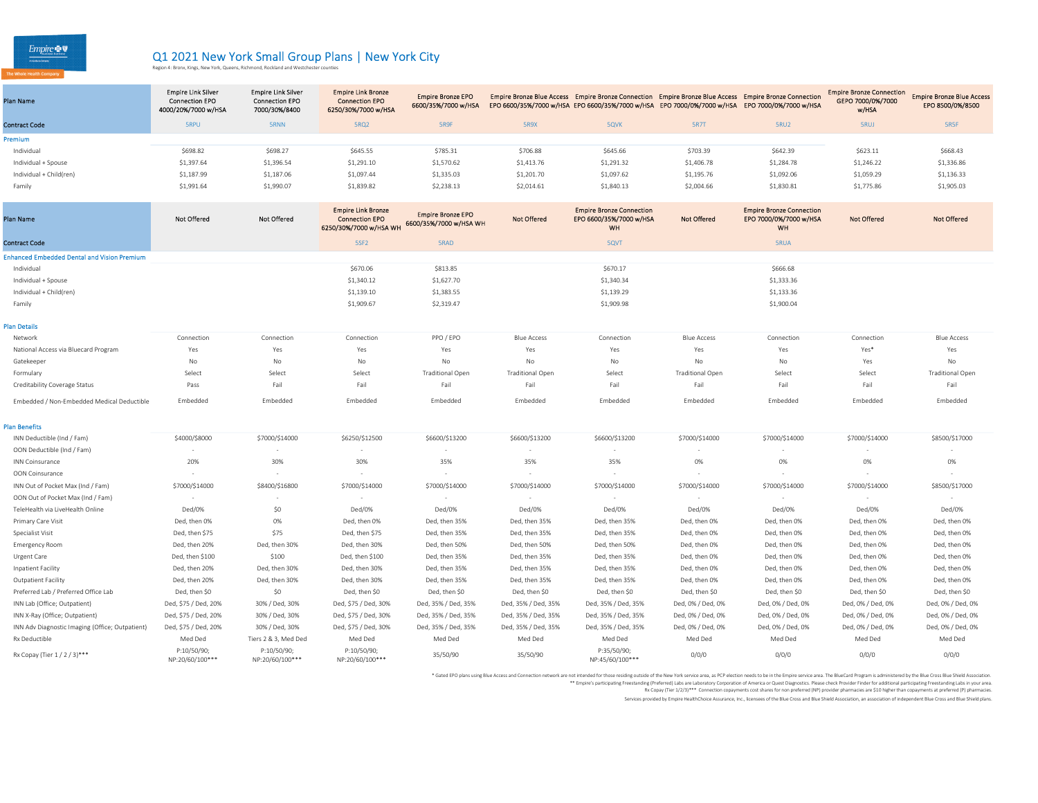# Q1 2021 New York Small Group Plans | New York City

Region 4: Bronx, Kings, New York, Queens, Richmond, Rockland and Westchester counties

| Plan Name | Empire Link Silver Connection EPO 4000/20%/7000 w/HSA | Empire Link Silver Connection EPO 7000/30%/8400 | Empire Link Bronze Connection EPO 6250/30%/7000 w/HSA | Empire Bronze EPO 6600/35%/7000 w/HSA | Empire Bronze Blue Access EPO 6600/35%/7000 w/HSA | Empire Bronze Connection EPO 6600/35%/7000 w/HSA | Empire Bronze Blue Access EPO 7000/0%/7000 w/HSA | Empire Bronze Connection EPO 7000/0%/7000 w/HSA | Empire Bronze Connection GEPO 7000/0%/7000 w/HSA | Empire Bronze Blue Access EPO 8500/0%/8500 |
|---|---|---|---|---|---|---|---|---|---|---|
| Contract Code | 5RPU | 5RNN | 5RQ2 | 5R9F | 5R9X | 5QVK | 5R7T | 5RU2 | 5RUJ | 5RSF |
| **Premium** | | | | | | | | | | |
| Individual | $698.82 | $698.27 | $645.55 | $785.31 | $706.88 | $645.66 | $703.39 | $642.39 | $623.11 | $668.43 |
| Individual + Spouse | $1,397.64 | $1,396.54 | $1,291.10 | $1,570.62 | $1,413.76 | $1,291.32 | $1,406.78 | $1,284.78 | $1,246.22 | $1,336.86 |
| Individual + Child(ren) | $1,187.99 | $1,187.06 | $1,097.44 | $1,335.03 | $1,201.70 | $1,097.62 | $1,195.76 | $1,092.06 | $1,059.29 | $1,136.33 |
| Family | $1,991.64 | $1,990.07 | $1,839.82 | $2,238.13 | $2,014.61 | $1,840.13 | $2,004.66 | $1,830.81 | $1,775.86 | $1,905.03 |

| Plan Name | Not Offered | Not Offered | Empire Link Bronze Connection EPO 6250/30%/7000 w/HSA WH | Empire Bronze EPO 6600/35%/7000 w/HSA WH | Not Offered | Empire Bronze Connection EPO 6600/35%/7000 w/HSA WH | Not Offered | Empire Bronze Connection EPO 7000/0%/7000 w/HSA WH | Not Offered | Not Offered |
|---|---|---|---|---|---|---|---|---|---|---|
| Contract Code | | | 5SF2 | 5RAD | | 5QVT | | 5RUA | | |
| **Enhanced Embedded Dental and Vision Premium** | | | | | | | | | | |
| Individual | | | $670.06 | $813.85 | | $670.17 | | $666.68 | | |
| Individual + Spouse | | | $1,340.12 | $1,627.70 | | $1,340.34 | | $1,333.36 | | |
| Individual + Child(ren) | | | $1,139.10 | $1,383.55 | | $1,139.29 | | $1,133.36 | | |
| Family | | | $1,909.67 | $2,319.47 | | $1,909.98 | | $1,900.04 | | |

| Plan Details | | | | | | | | | | |
|---|---|---|---|---|---|---|---|---|---|---|
| Network | Connection | Connection | Connection | PPO / EPO | Blue Access | Connection | Blue Access | Connection | Connection | Blue Access |
| National Access via Bluecard Program | Yes | Yes | Yes | Yes | Yes | Yes | Yes | Yes | Yes* | Yes |
| Gatekeeper | No | No | No | No | No | No | No | No | Yes | No |
| Formulary | Select | Select | Select | Traditional Open | Traditional Open | Select | Traditional Open | Select | Select | Traditional Open |
| Creditability Coverage Status | Pass | Fail | Fail | Fail | Fail | Fail | Fail | Fail | Fail | Fail |
| Embedded / Non-Embedded Medical Deductible | Embedded | Embedded | Embedded | Embedded | Embedded | Embedded | Embedded | Embedded | Embedded | Embedded |

| Plan Benefits | | | | | | | | | | |
|---|---|---|---|---|---|---|---|---|---|---|
| INN Deductible (Ind / Fam) | $4000/$8000 | $7000/$14000 | $6250/$12500 | $6600/$13200 | $6600/$13200 | $6600/$13200 | $7000/$14000 | $7000/$14000 | $7000/$14000 | $8500/$17000 |
| OON Deductible (Ind / Fam) | - | - | - | - | - | - | - | - | - | - |
| INN Coinsurance | 20% | 30% | 30% | 35% | 35% | 35% | 0% | 0% | 0% | 0% |
| OON Coinsurance | - | - | - | - | - | - | - | - | - | - |
| INN Out of Pocket Max (Ind / Fam) | $7000/$14000 | $8400/$16800 | $7000/$14000 | $7000/$14000 | $7000/$14000 | $7000/$14000 | $7000/$14000 | $7000/$14000 | $7000/$14000 | $8500/$17000 |
| OON Out of Pocket Max (Ind / Fam) | - | - | - | - | - | - | - | - | - | - |
| TeleHealth via LiveHealth Online | Ded/0% | $0 | Ded/0% | Ded/0% | Ded/0% | Ded/0% | Ded/0% | Ded/0% | Ded/0% | Ded/0% |
| Primary Care Visit | Ded, then 0% | 0% | Ded, then 0% | Ded, then 35% | Ded, then 35% | Ded, then 35% | Ded, then 0% | Ded, then 0% | Ded, then 0% | Ded, then 0% |
| Specialist Visit | Ded, then $75 | $75 | Ded, then $75 | Ded, then 35% | Ded, then 35% | Ded, then 35% | Ded, then 0% | Ded, then 0% | Ded, then 0% | Ded, then 0% |
| Emergency Room | Ded, then 20% | Ded, then 30% | Ded, then 30% | Ded, then 50% | Ded, then 50% | Ded, then 50% | Ded, then 0% | Ded, then 0% | Ded, then 0% | Ded, then 0% |
| Urgent Care | Ded, then $100 | $100 | Ded, then $100 | Ded, then 35% | Ded, then 35% | Ded, then 35% | Ded, then 0% | Ded, then 0% | Ded, then 0% | Ded, then 0% |
| Inpatient Facility | Ded, then 20% | Ded, then 30% | Ded, then 30% | Ded, then 35% | Ded, then 35% | Ded, then 35% | Ded, then 0% | Ded, then 0% | Ded, then 0% | Ded, then 0% |
| Outpatient Facility | Ded, then 20% | Ded, then 30% | Ded, then 30% | Ded, then 35% | Ded, then 35% | Ded, then 35% | Ded, then 0% | Ded, then 0% | Ded, then 0% | Ded, then 0% |
| Preferred Lab / Preferred Office Lab | Ded, then $0 | $0 | Ded, then $0 | Ded, then $0 | Ded, then $0 | Ded, then $0 | Ded, then $0 | Ded, then $0 | Ded, then $0 | Ded, then $0 |
| INN Lab (Office; Outpatient) | Ded, $75 / Ded, 20% | 30% / Ded, 30% | Ded, $75 / Ded, 30% | Ded, 35% / Ded, 35% | Ded, 35% / Ded, 35% | Ded, 35% / Ded, 35% | Ded, 0% / Ded, 0% | Ded, 0% / Ded, 0% | Ded, 0% / Ded, 0% | Ded, 0% / Ded, 0% |
| INN X-Ray (Office; Outpatient) | Ded, $75 / Ded, 20% | 30% / Ded, 30% | Ded, $75 / Ded, 30% | Ded, 35% / Ded, 35% | Ded, 35% / Ded, 35% | Ded, 35% / Ded, 35% | Ded, 0% / Ded, 0% | Ded, 0% / Ded, 0% | Ded, 0% / Ded, 0% | Ded, 0% / Ded, 0% |
| INN Adv Diagnostic Imaging (Office; Outpatient) | Ded, $75 / Ded, 20% | 30% / Ded, 30% | Ded, $75 / Ded, 30% | Ded, 35% / Ded, 35% | Ded, 35% / Ded, 35% | Ded, 35% / Ded, 35% | Ded, 0% / Ded, 0% | Ded, 0% / Ded, 0% | Ded, 0% / Ded, 0% | Ded, 0% / Ded, 0% |
| Rx Deductible | Med Ded | Tiers 2 & 3, Med Ded | Med Ded | Med Ded | Med Ded | Med Ded | Med Ded | Med Ded | Med Ded | Med Ded |
| Rx Copay (Tier 1 / 2 / 3)*** | P:10/50/90; NP:20/60/100*** | P:10/50/90; NP:20/60/100*** | P:10/50/90; NP:20/60/100*** | 35/50/90 | 35/50/90 | P:35/50/90; NP:45/60/100*** | 0/0/0 | 0/0/0 | 0/0/0 | 0/0/0 |

\* Gated EPO plans using Blue Access and Connection network are not intended for those residing outside of the New York service area, as PCP election needs to be in the Empire service area. The BlueCard Program is administered by the Blue Cross Blue Shield Association.

\*\* Empire's participating Freestanding (Preferred) Labs are Laboratory Corporation of America or Quest Diagnostics. Please check Provider Finder for additional participating Freestanding Labs in your area.

Rx Copay (Tier 1/2/3)*** Connection copayments cost shares for non preferred (NP) provider pharmacies are $10 higher than copayments at preferred (P) pharmacies.

Services provided by Empire HealthChoice Assurance, Inc., licensees of the Blue Cross and Blue Shield Association, an association of independent Blue Cross and Blue Shield plans.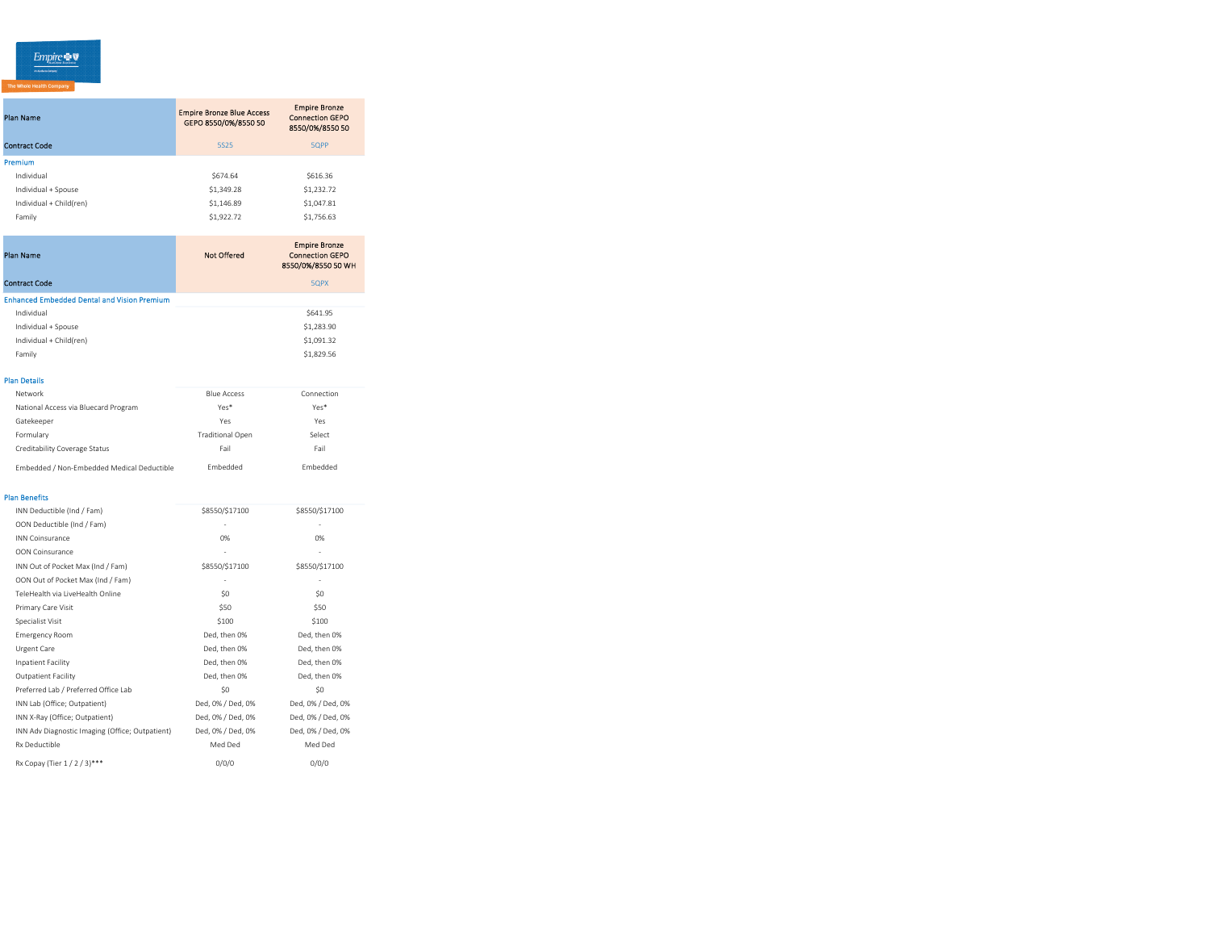| Plan Name | Empire Bronze Blue Access GEPO 8550/0%/8550 50 | Empire Bronze Connection GEPO 8550/0%/8550 50 |
|---|---|---|
| Contract Code | 5S25 | 5QPP |
| **Premium** | | |
| Individual | $674.64 | $616.36 |
| Individual + Spouse | $1,349.28 | $1,232.72 |
| Individual + Child(ren) | $1,146.89 | $1,047.81 |
| Family | $1,922.72 | $1,756.63 |

| Plan Name | Not Offered | Empire Bronze Connection GEPO 8550/0%/8550 50 WH |
|---|---|---|
| Contract Code | | 5QPX |
| **Enhanced Embedded Dental and Vision Premium** | | |
| Individual | | $641.95 |
| Individual + Spouse | | $1,283.90 |
| Individual + Child(ren) | | $1,091.32 |
| Family | | $1,829.56 |
| **Plan Details** | | |
| Network | Blue Access | Connection |
| National Access via Bluecard Program | Yes* | Yes* |
| Gatekeeper | Yes | Yes |
| Formulary | Traditional Open | Select |
| Creditability Coverage Status | Fail | Fail |
| Embedded / Non-Embedded Medical Deductible | Embedded | Embedded |
| **Plan Benefits** | | |
| INN Deductible (Ind / Fam) | $8550/$17100 | $8550/$17100 |
| OON Deductible (Ind / Fam) | - | - |
| INN Coinsurance | 0% | 0% |
| OON Coinsurance | - | - |
| INN Out of Pocket Max (Ind / Fam) | $8550/$17100 | $8550/$17100 |
| OON Out of Pocket Max (Ind / Fam) | - | - |
| TeleHealth via LiveHealth Online | $0 | $0 |
| Primary Care Visit | $50 | $50 |
| Specialist Visit | $100 | $100 |
| Emergency Room | Ded, then 0% | Ded, then 0% |
| Urgent Care | Ded, then 0% | Ded, then 0% |
| Inpatient Facility | Ded, then 0% | Ded, then 0% |
| Outpatient Facility | Ded, then 0% | Ded, then 0% |
| Preferred Lab / Preferred Office Lab | $0 | $0 |
| INN Lab (Office; Outpatient) | Ded, 0% / Ded, 0% | Ded, 0% / Ded, 0% |
| INN X-Ray (Office; Outpatient) | Ded, 0% / Ded, 0% | Ded, 0% / Ded, 0% |
| INN Adv Diagnostic Imaging (Office; Outpatient) | Ded, 0% / Ded, 0% | Ded, 0% / Ded, 0% |
| Rx Deductible | Med Ded | Med Ded |
| Rx Copay (Tier 1 / 2 / 3)*** | 0/0/0 | 0/0/0 |